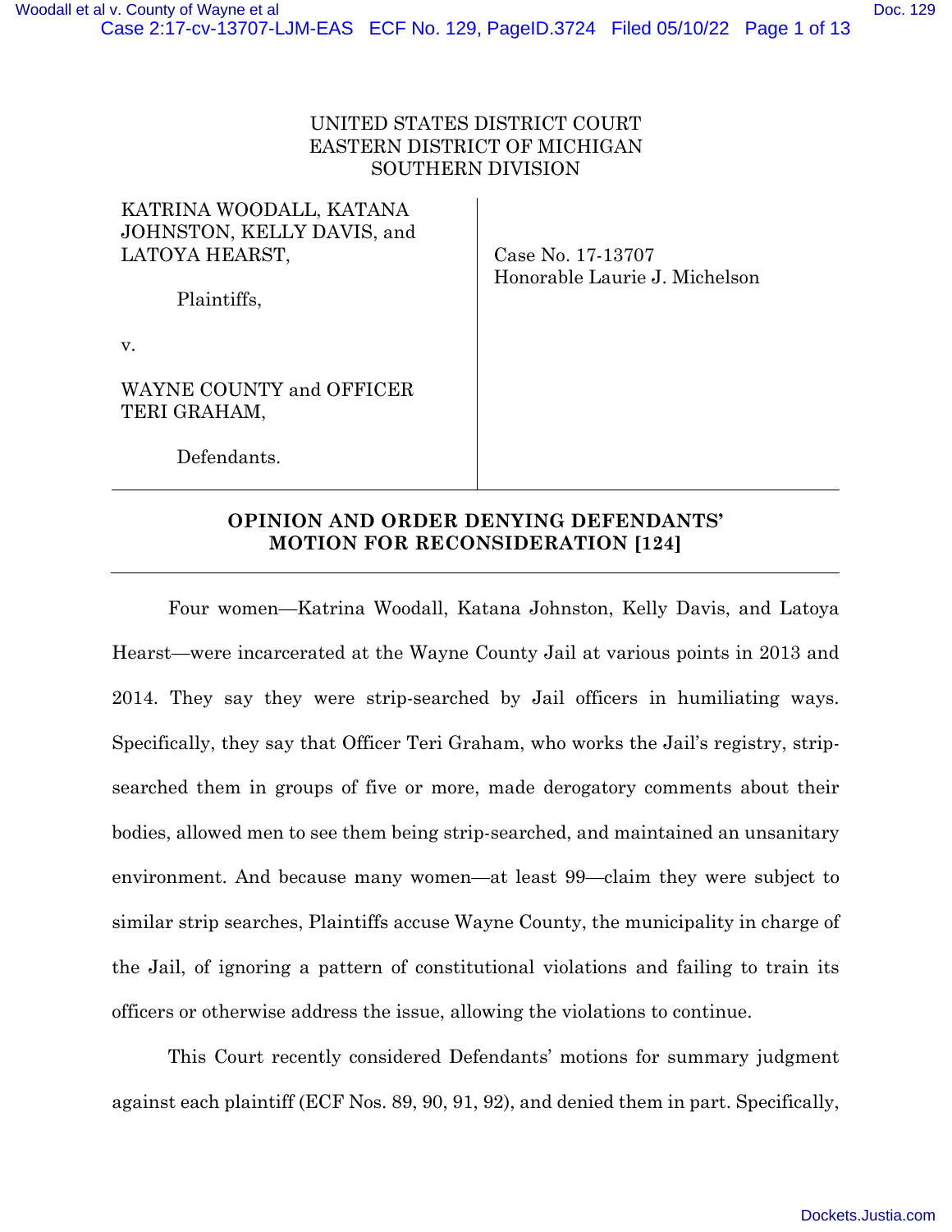UNITED STATES DISTRICT COURT
EASTERN DISTRICT OF MICHIGAN
SOUTHERN DIVISION

KATRINA WOODALL, KATANA JOHNSTON, KELLY DAVIS, and LATOYA HEARST,

Plaintiffs,

v.

WAYNE COUNTY and OFFICER TERI GRAHAM,

Defendants.

Case No. 17-13707
Honorable Laurie J. Michelson

---

**OPINION AND ORDER DENYING DEFENDANTS' MOTION FOR RECONSIDERATION [124]**

---

Four women—Katrina Woodall, Katana Johnston, Kelly Davis, and Latoya Hearst—were incarcerated at the Wayne County Jail at various points in 2013 and 2014. They say they were strip-searched by Jail officers in humiliating ways. Specifically, they say that Officer Teri Graham, who works the Jail's registry, strip-searched them in groups of five or more, made derogatory comments about their bodies, allowed men to see them being strip-searched, and maintained an unsanitary environment. And because many women—at least 99—claim they were subject to similar strip searches, Plaintiffs accuse Wayne County, the municipality in charge of the Jail, of ignoring a pattern of constitutional violations and failing to train its officers or otherwise address the issue, allowing the violations to continue.

This Court recently considered Defendants' motions for summary judgment against each plaintiff (ECF Nos. 89, 90, 91, 92), and denied them in part. Specifically,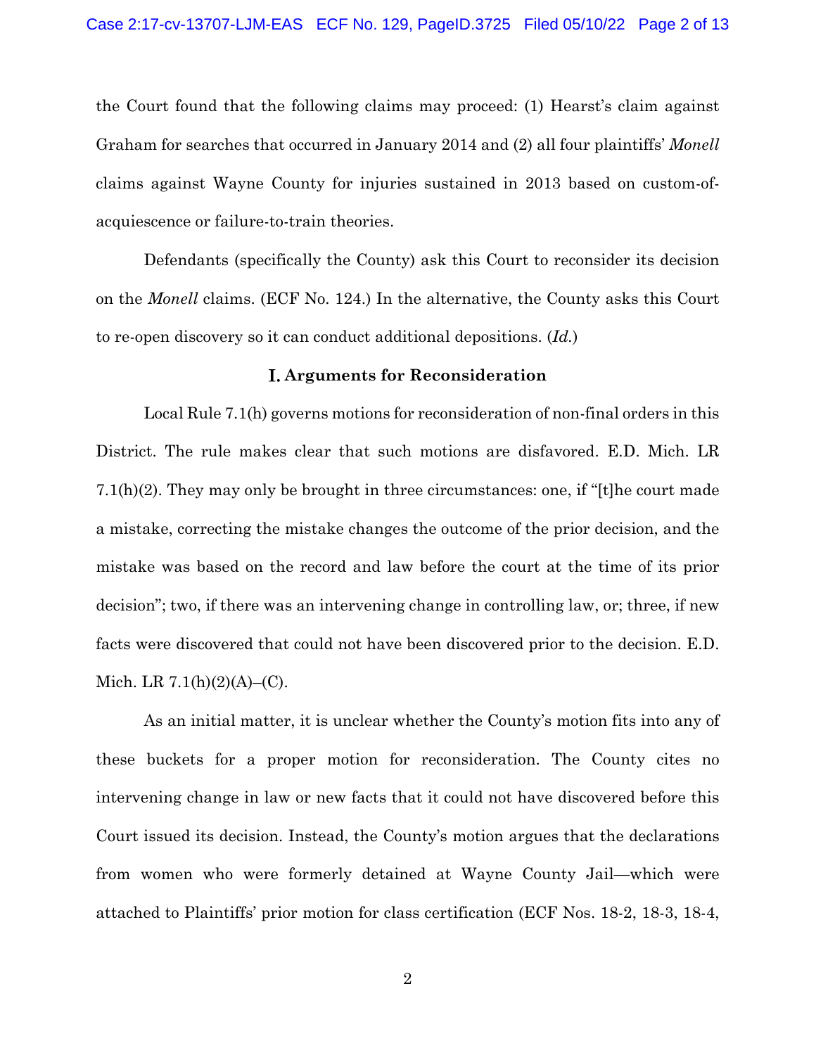the Court found that the following claims may proceed: (1) Hearst's claim against Graham for searches that occurred in January 2014 and (2) all four plaintiffs' *Monell* claims against Wayne County for injuries sustained in 2013 based on custom-of-acquiescence or failure-to-train theories.

Defendants (specifically the County) ask this Court to reconsider its decision on the *Monell* claims. (ECF No. 124.) In the alternative, the County asks this Court to re-open discovery so it can conduct additional depositions. (*Id.*)

## I. Arguments for Reconsideration

Local Rule 7.1(h) governs motions for reconsideration of non-final orders in this District. The rule makes clear that such motions are disfavored. E.D. Mich. LR 7.1(h)(2). They may only be brought in three circumstances: one, if "[t]he court made a mistake, correcting the mistake changes the outcome of the prior decision, and the mistake was based on the record and law before the court at the time of its prior decision"; two, if there was an intervening change in controlling law, or; three, if new facts were discovered that could not have been discovered prior to the decision. E.D. Mich. LR 7.1(h)(2)(A)–(C).

As an initial matter, it is unclear whether the County's motion fits into any of these buckets for a proper motion for reconsideration. The County cites no intervening change in law or new facts that it could not have discovered before this Court issued its decision. Instead, the County's motion argues that the declarations from women who were formerly detained at Wayne County Jail—which were attached to Plaintiffs' prior motion for class certification (ECF Nos. 18-2, 18-3, 18-4,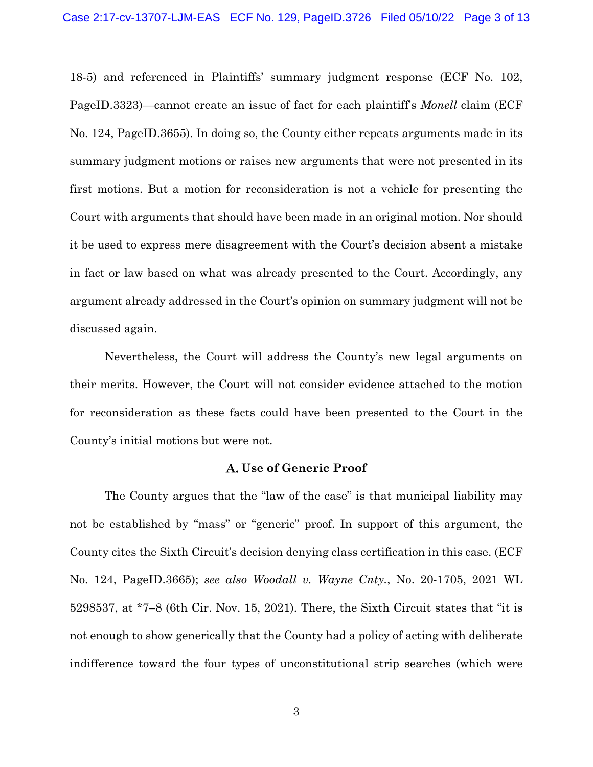18-5) and referenced in Plaintiffs' summary judgment response (ECF No. 102, PageID.3323)—cannot create an issue of fact for each plaintiff's *Monell* claim (ECF No. 124, PageID.3655). In doing so, the County either repeats arguments made in its summary judgment motions or raises new arguments that were not presented in its first motions. But a motion for reconsideration is not a vehicle for presenting the Court with arguments that should have been made in an original motion. Nor should it be used to express mere disagreement with the Court's decision absent a mistake in fact or law based on what was already presented to the Court. Accordingly, any argument already addressed in the Court's opinion on summary judgment will not be discussed again.

Nevertheless, the Court will address the County's new legal arguments on their merits. However, the Court will not consider evidence attached to the motion for reconsideration as these facts could have been presented to the Court in the County's initial motions but were not.

### A. Use of Generic Proof

The County argues that the "law of the case" is that municipal liability may not be established by "mass" or "generic" proof. In support of this argument, the County cites the Sixth Circuit's decision denying class certification in this case. (ECF No. 124, PageID.3665); *see also Woodall v. Wayne Cnty.*, No. 20-1705, 2021 WL 5298537, at *7–8 (6th Cir. Nov. 15, 2021). There, the Sixth Circuit states that "it is not enough to show generically that the County had a policy of acting with deliberate indifference toward the four types of unconstitutional strip searches (which were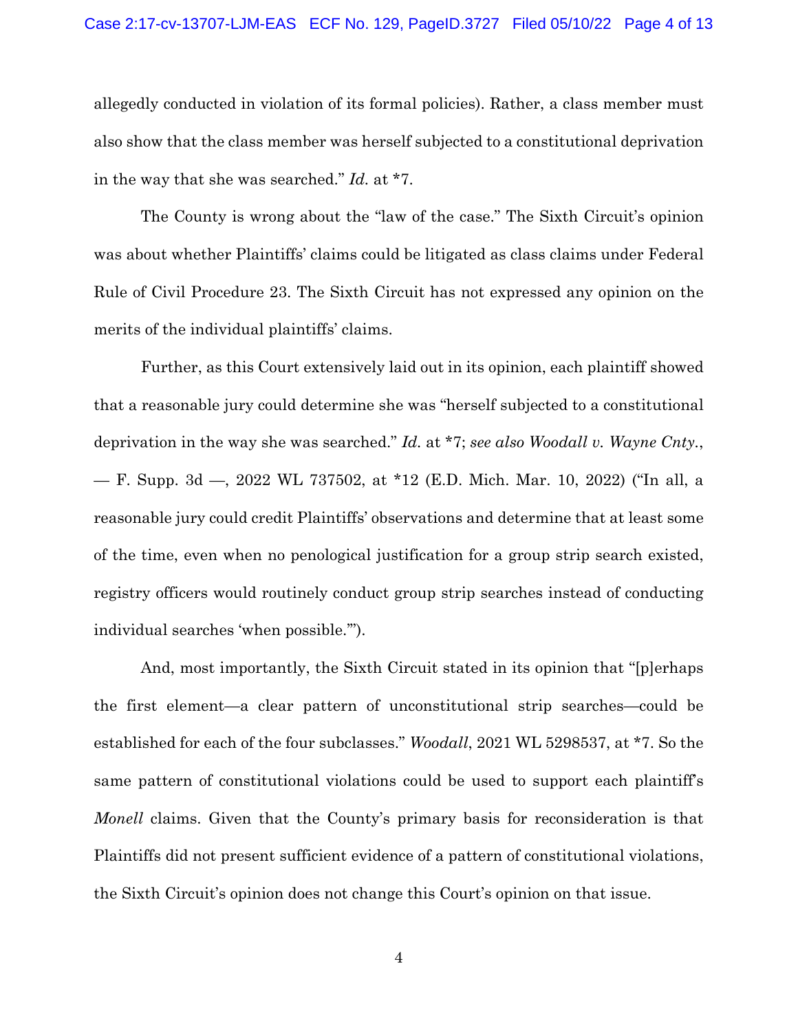allegedly conducted in violation of its formal policies). Rather, a class member must also show that the class member was herself subjected to a constitutional deprivation in the way that she was searched." *Id.* at *7.

The County is wrong about the "law of the case." The Sixth Circuit's opinion was about whether Plaintiffs' claims could be litigated as class claims under Federal Rule of Civil Procedure 23. The Sixth Circuit has not expressed any opinion on the merits of the individual plaintiffs' claims.

Further, as this Court extensively laid out in its opinion, each plaintiff showed that a reasonable jury could determine she was "herself subjected to a constitutional deprivation in the way she was searched." *Id.* at *7; *see also Woodall v. Wayne Cnty.*, — F. Supp. 3d —, 2022 WL 737502, at *12 (E.D. Mich. Mar. 10, 2022) ("In all, a reasonable jury could credit Plaintiffs' observations and determine that at least some of the time, even when no penological justification for a group strip search existed, registry officers would routinely conduct group strip searches instead of conducting individual searches 'when possible.'").

And, most importantly, the Sixth Circuit stated in its opinion that "[p]erhaps the first element—a clear pattern of unconstitutional strip searches—could be established for each of the four subclasses." *Woodall*, 2021 WL 5298537, at *7. So the same pattern of constitutional violations could be used to support each plaintiff's *Monell* claims. Given that the County's primary basis for reconsideration is that Plaintiffs did not present sufficient evidence of a pattern of constitutional violations, the Sixth Circuit's opinion does not change this Court's opinion on that issue.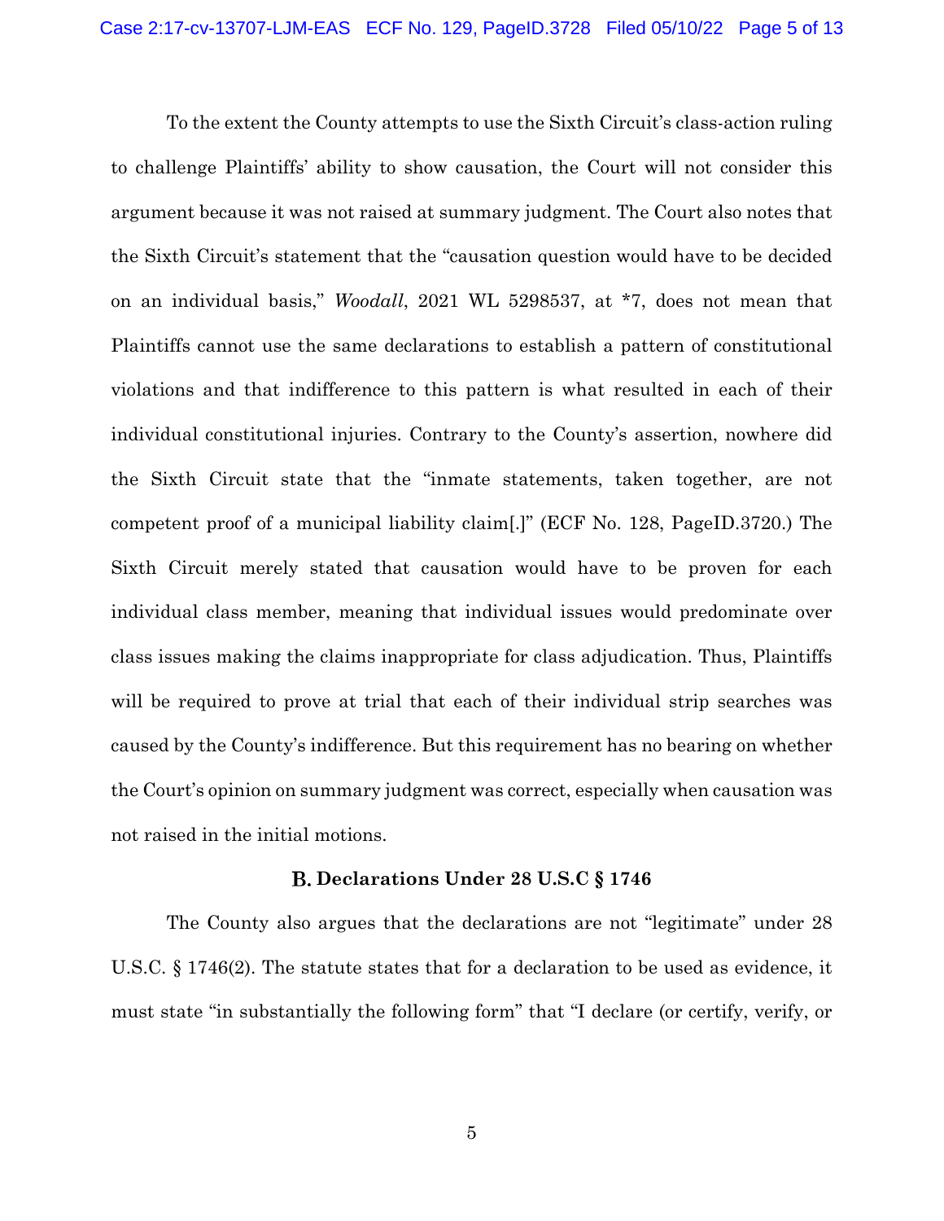To the extent the County attempts to use the Sixth Circuit's class-action ruling to challenge Plaintiffs' ability to show causation, the Court will not consider this argument because it was not raised at summary judgment. The Court also notes that the Sixth Circuit's statement that the "causation question would have to be decided on an individual basis," *Woodall*, 2021 WL 5298537, at *7, does not mean that Plaintiffs cannot use the same declarations to establish a pattern of constitutional violations and that indifference to this pattern is what resulted in each of their individual constitutional injuries. Contrary to the County's assertion, nowhere did the Sixth Circuit state that the "inmate statements, taken together, are not competent proof of a municipal liability claim[.]" (ECF No. 128, PageID.3720.) The Sixth Circuit merely stated that causation would have to be proven for each individual class member, meaning that individual issues would predominate over class issues making the claims inappropriate for class adjudication. Thus, Plaintiffs will be required to prove at trial that each of their individual strip searches was caused by the County's indifference. But this requirement has no bearing on whether the Court's opinion on summary judgment was correct, especially when causation was not raised in the initial motions.

### B. Declarations Under 28 U.S.C § 1746

The County also argues that the declarations are not "legitimate" under 28 U.S.C. § 1746(2). The statute states that for a declaration to be used as evidence, it must state "in substantially the following form" that "I declare (or certify, verify, or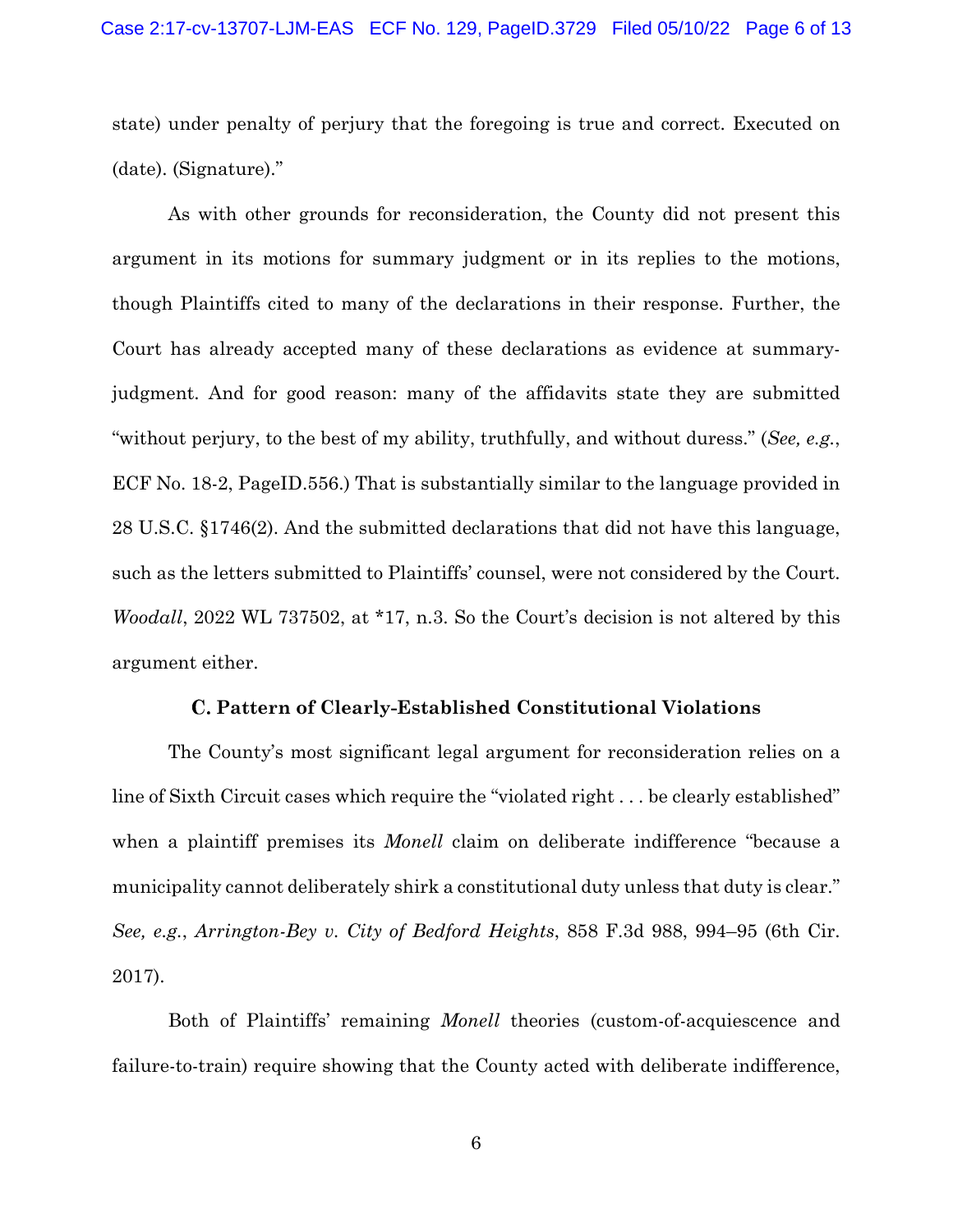state) under penalty of perjury that the foregoing is true and correct. Executed on (date). (Signature)."

As with other grounds for reconsideration, the County did not present this argument in its motions for summary judgment or in its replies to the motions, though Plaintiffs cited to many of the declarations in their response. Further, the Court has already accepted many of these declarations as evidence at summary-judgment. And for good reason: many of the affidavits state they are submitted "without perjury, to the best of my ability, truthfully, and without duress." (*See, e.g.*, ECF No. 18-2, PageID.556.) That is substantially similar to the language provided in 28 U.S.C. §1746(2). And the submitted declarations that did not have this language, such as the letters submitted to Plaintiffs' counsel, were not considered by the Court. *Woodall*, 2022 WL 737502, at *17, n.3. So the Court's decision is not altered by this argument either.

### C. Pattern of Clearly-Established Constitutional Violations

The County's most significant legal argument for reconsideration relies on a line of Sixth Circuit cases which require the "violated right . . . be clearly established" when a plaintiff premises its *Monell* claim on deliberate indifference "because a municipality cannot deliberately shirk a constitutional duty unless that duty is clear." *See, e.g.*, *Arrington-Bey v. City of Bedford Heights*, 858 F.3d 988, 994–95 (6th Cir. 2017).

Both of Plaintiffs' remaining *Monell* theories (custom-of-acquiescence and failure-to-train) require showing that the County acted with deliberate indifference,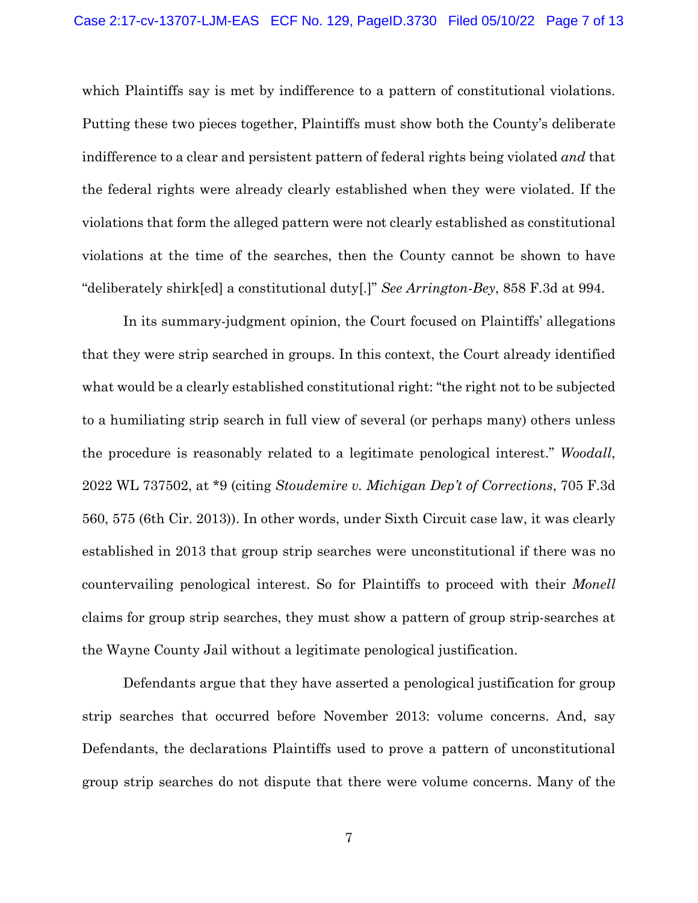which Plaintiffs say is met by indifference to a pattern of constitutional violations. Putting these two pieces together, Plaintiffs must show both the County's deliberate indifference to a clear and persistent pattern of federal rights being violated *and* that the federal rights were already clearly established when they were violated. If the violations that form the alleged pattern were not clearly established as constitutional violations at the time of the searches, then the County cannot be shown to have "deliberately shirk[ed] a constitutional duty[.]" *See Arrington-Bey*, 858 F.3d at 994.

In its summary-judgment opinion, the Court focused on Plaintiffs' allegations that they were strip searched in groups. In this context, the Court already identified what would be a clearly established constitutional right: "the right not to be subjected to a humiliating strip search in full view of several (or perhaps many) others unless the procedure is reasonably related to a legitimate penological interest." *Woodall*, 2022 WL 737502, at *9 (citing *Stoudemire v. Michigan Dep't of Corrections*, 705 F.3d 560, 575 (6th Cir. 2013)). In other words, under Sixth Circuit case law, it was clearly established in 2013 that group strip searches were unconstitutional if there was no countervailing penological interest. So for Plaintiffs to proceed with their *Monell* claims for group strip searches, they must show a pattern of group strip-searches at the Wayne County Jail without a legitimate penological justification.

Defendants argue that they have asserted a penological justification for group strip searches that occurred before November 2013: volume concerns. And, say Defendants, the declarations Plaintiffs used to prove a pattern of unconstitutional group strip searches do not dispute that there were volume concerns. Many of the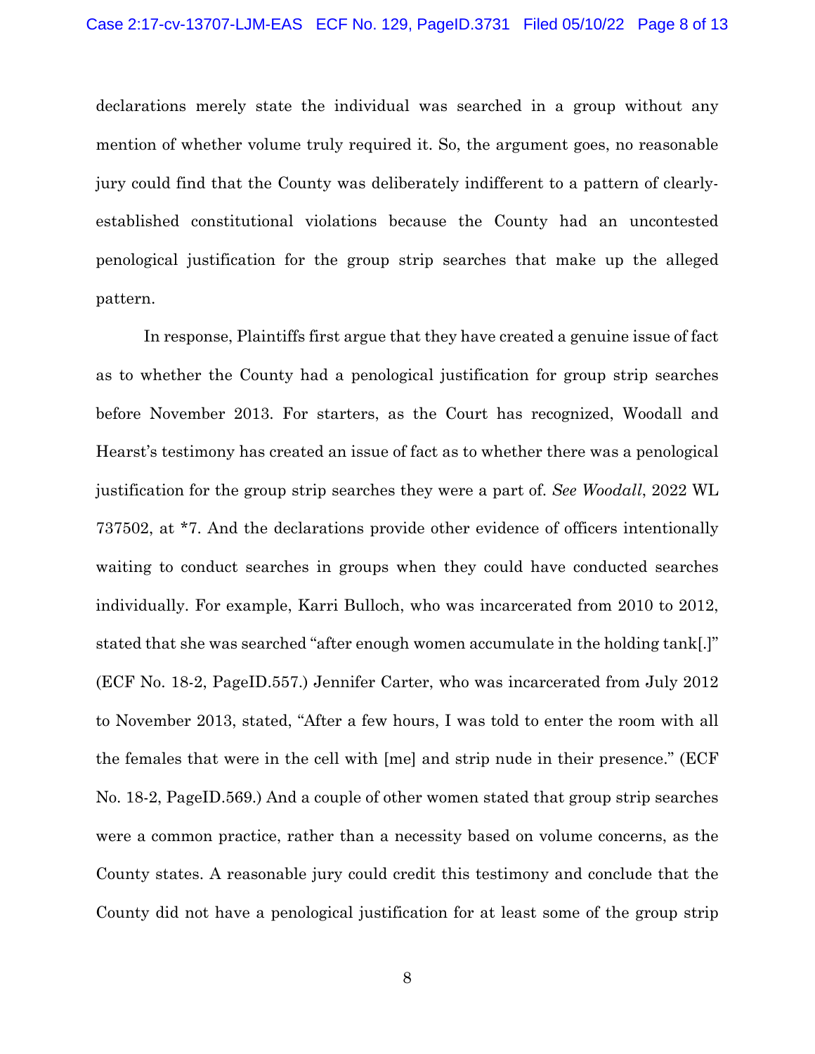declarations merely state the individual was searched in a group without any mention of whether volume truly required it. So, the argument goes, no reasonable jury could find that the County was deliberately indifferent to a pattern of clearly-established constitutional violations because the County had an uncontested penological justification for the group strip searches that make up the alleged pattern.

In response, Plaintiffs first argue that they have created a genuine issue of fact as to whether the County had a penological justification for group strip searches before November 2013. For starters, as the Court has recognized, Woodall and Hearst's testimony has created an issue of fact as to whether there was a penological justification for the group strip searches they were a part of. *See Woodall*, 2022 WL 737502, at *7. And the declarations provide other evidence of officers intentionally waiting to conduct searches in groups when they could have conducted searches individually. For example, Karri Bulloch, who was incarcerated from 2010 to 2012, stated that she was searched "after enough women accumulate in the holding tank[.]" (ECF No. 18-2, PageID.557.) Jennifer Carter, who was incarcerated from July 2012 to November 2013, stated, "After a few hours, I was told to enter the room with all the females that were in the cell with [me] and strip nude in their presence." (ECF No. 18-2, PageID.569.) And a couple of other women stated that group strip searches were a common practice, rather than a necessity based on volume concerns, as the County states. A reasonable jury could credit this testimony and conclude that the County did not have a penological justification for at least some of the group strip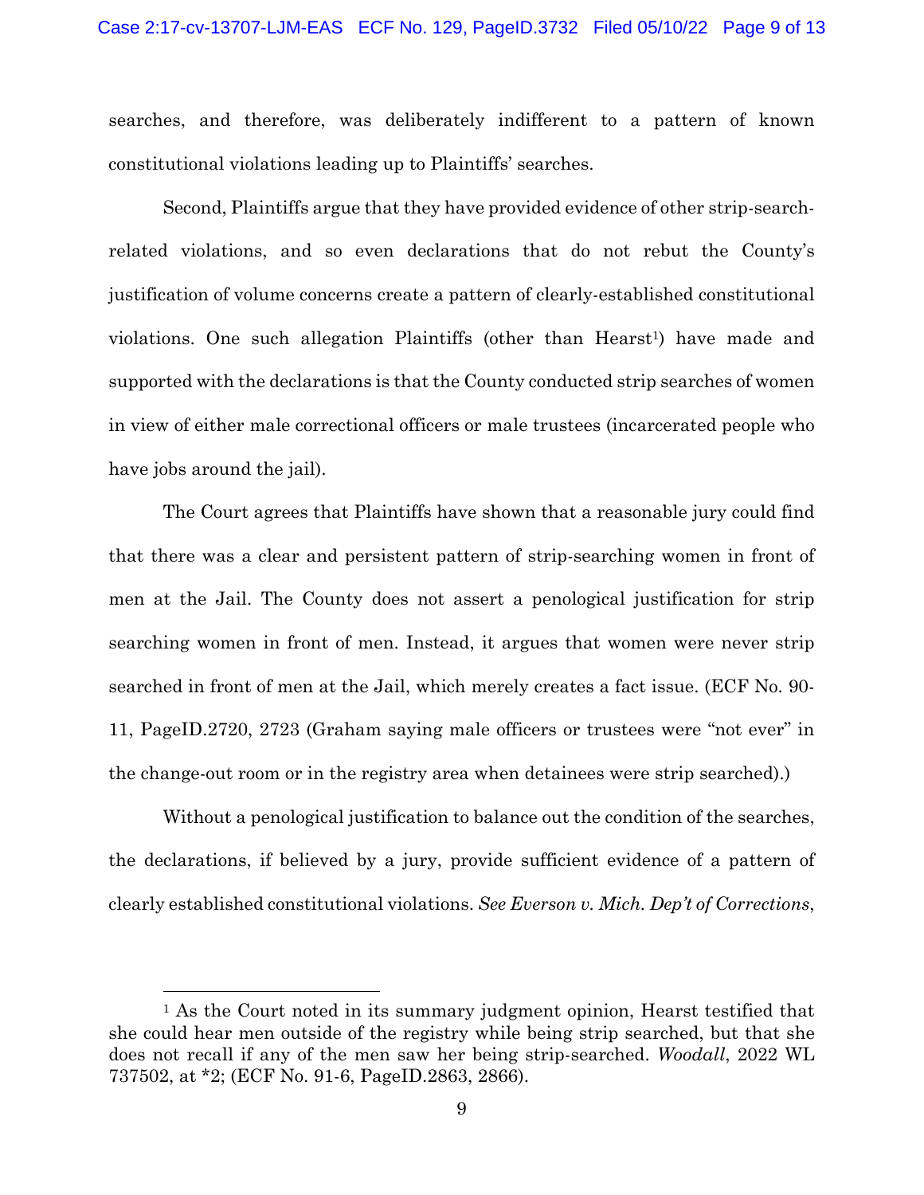searches, and therefore, was deliberately indifferent to a pattern of known constitutional violations leading up to Plaintiffs' searches.

Second, Plaintiffs argue that they have provided evidence of other strip-search-related violations, and so even declarations that do not rebut the County's justification of volume concerns create a pattern of clearly-established constitutional violations. One such allegation Plaintiffs (other than Hearst[1]) have made and supported with the declarations is that the County conducted strip searches of women in view of either male correctional officers or male trustees (incarcerated people who have jobs around the jail).

The Court agrees that Plaintiffs have shown that a reasonable jury could find that there was a clear and persistent pattern of strip-searching women in front of men at the Jail. The County does not assert a penological justification for strip searching women in front of men. Instead, it argues that women were never strip searched in front of men at the Jail, which merely creates a fact issue. (ECF No. 90-11, PageID.2720, 2723 (Graham saying male officers or trustees were "not ever" in the change-out room or in the registry area when detainees were strip searched).)

Without a penological justification to balance out the condition of the searches, the declarations, if believed by a jury, provide sufficient evidence of a pattern of clearly established constitutional violations. *See Everson v. Mich. Dep't of Corrections*,

[1] As the Court noted in its summary judgment opinion, Hearst testified that she could hear men outside of the registry while being strip searched, but that she does not recall if any of the men saw her being strip-searched. *Woodall*, 2022 WL 737502, at *2; (ECF No. 91-6, PageID.2863, 2866).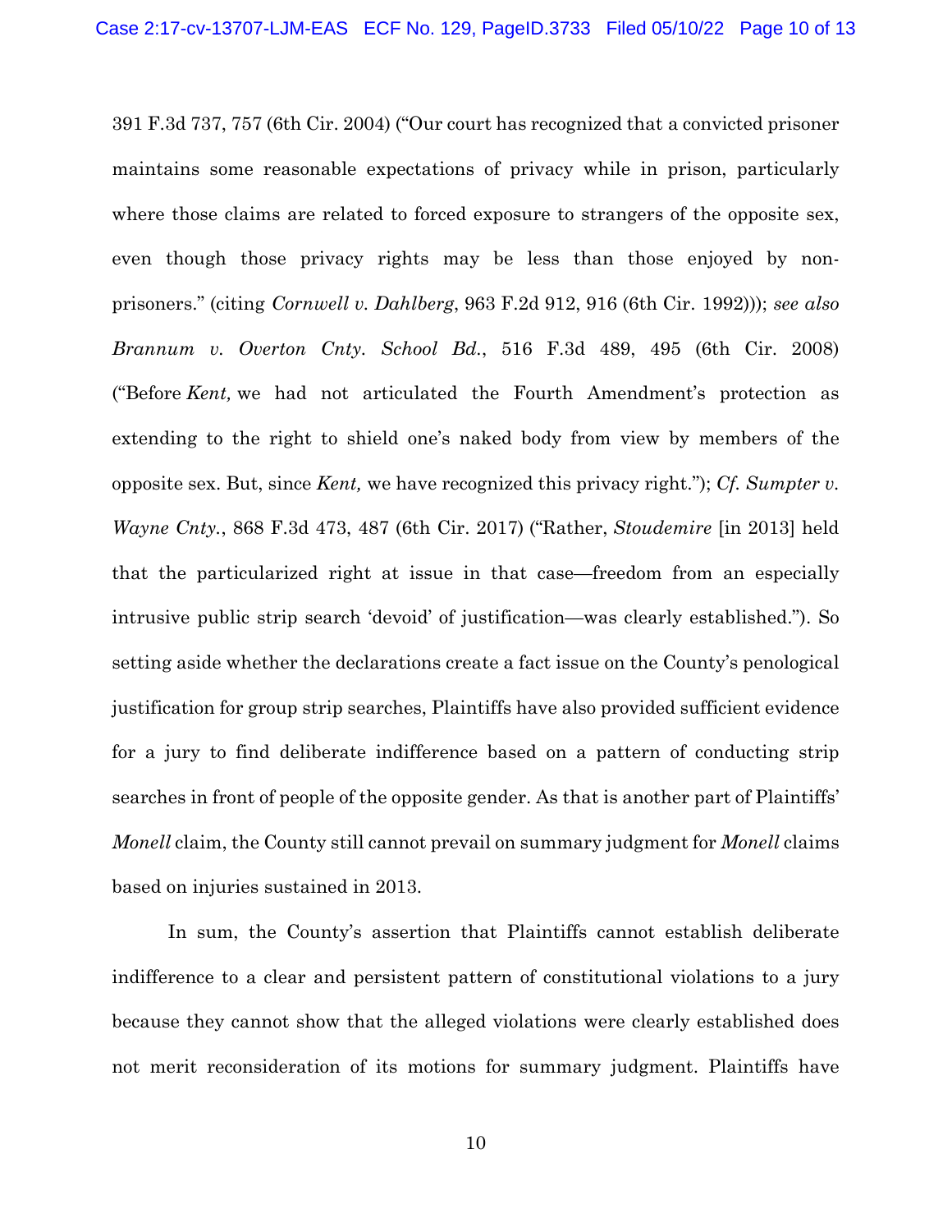391 F.3d 737, 757 (6th Cir. 2004) ("Our court has recognized that a convicted prisoner maintains some reasonable expectations of privacy while in prison, particularly where those claims are related to forced exposure to strangers of the opposite sex, even though those privacy rights may be less than those enjoyed by non-prisoners." (citing *Cornwell v. Dahlberg*, 963 F.2d 912, 916 (6th Cir. 1992))); *see also Brannum v. Overton Cnty. School Bd.*, 516 F.3d 489, 495 (6th Cir. 2008) ("Before *Kent,* we had not articulated the Fourth Amendment's protection as extending to the right to shield one's naked body from view by members of the opposite sex. But, since *Kent,* we have recognized this privacy right."); *Cf. Sumpter v. Wayne Cnty.*, 868 F.3d 473, 487 (6th Cir. 2017) ("Rather, *Stoudemire* [in 2013] held that the particularized right at issue in that case—freedom from an especially intrusive public strip search 'devoid' of justification—was clearly established."). So setting aside whether the declarations create a fact issue on the County's penological justification for group strip searches, Plaintiffs have also provided sufficient evidence for a jury to find deliberate indifference based on a pattern of conducting strip searches in front of people of the opposite gender. As that is another part of Plaintiffs' *Monell* claim, the County still cannot prevail on summary judgment for *Monell* claims based on injuries sustained in 2013.

In sum, the County's assertion that Plaintiffs cannot establish deliberate indifference to a clear and persistent pattern of constitutional violations to a jury because they cannot show that the alleged violations were clearly established does not merit reconsideration of its motions for summary judgment. Plaintiffs have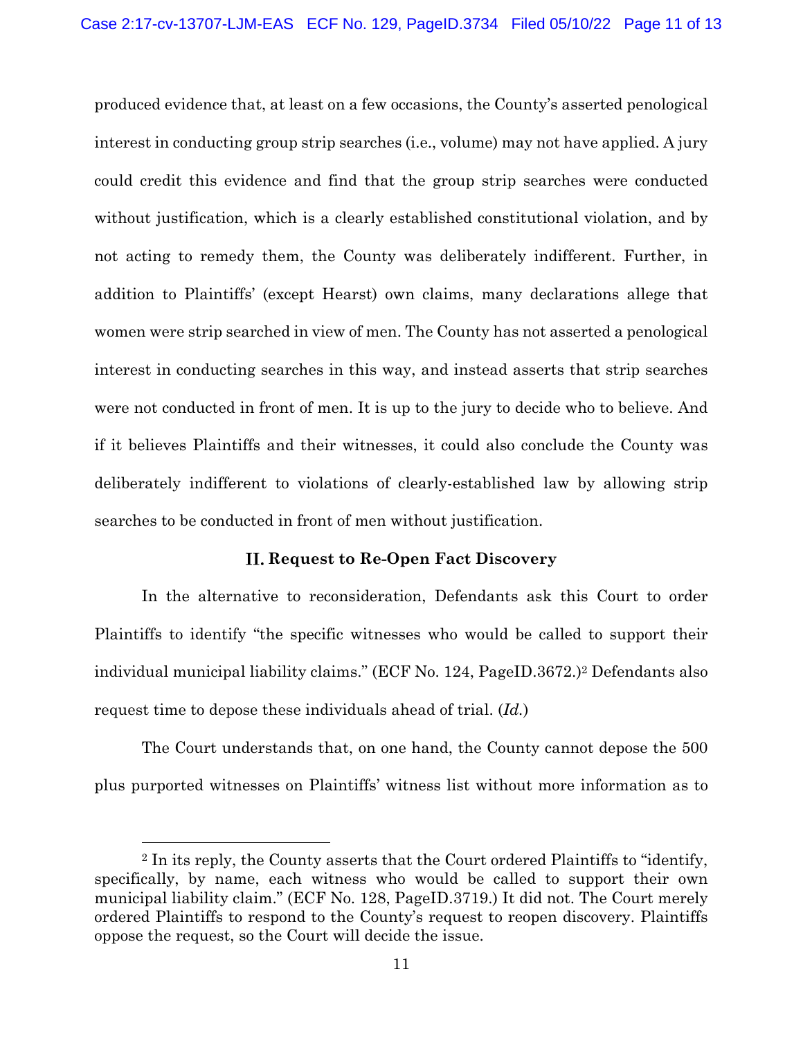produced evidence that, at least on a few occasions, the County's asserted penological interest in conducting group strip searches (i.e., volume) may not have applied. A jury could credit this evidence and find that the group strip searches were conducted without justification, which is a clearly established constitutional violation, and by not acting to remedy them, the County was deliberately indifferent. Further, in addition to Plaintiffs' (except Hearst) own claims, many declarations allege that women were strip searched in view of men. The County has not asserted a penological interest in conducting searches in this way, and instead asserts that strip searches were not conducted in front of men. It is up to the jury to decide who to believe. And if it believes Plaintiffs and their witnesses, it could also conclude the County was deliberately indifferent to violations of clearly-established law by allowing strip searches to be conducted in front of men without justification.

## II. Request to Re-Open Fact Discovery

In the alternative to reconsideration, Defendants ask this Court to order Plaintiffs to identify "the specific witnesses who would be called to support their individual municipal liability claims." (ECF No. 124, PageID.3672.)[2] Defendants also request time to depose these individuals ahead of trial. (*Id.*)

The Court understands that, on one hand, the County cannot depose the 500 plus purported witnesses on Plaintiffs' witness list without more information as to

[2] In its reply, the County asserts that the Court ordered Plaintiffs to "identify, specifically, by name, each witness who would be called to support their own municipal liability claim." (ECF No. 128, PageID.3719.) It did not. The Court merely ordered Plaintiffs to respond to the County's request to reopen discovery. Plaintiffs oppose the request, so the Court will decide the issue.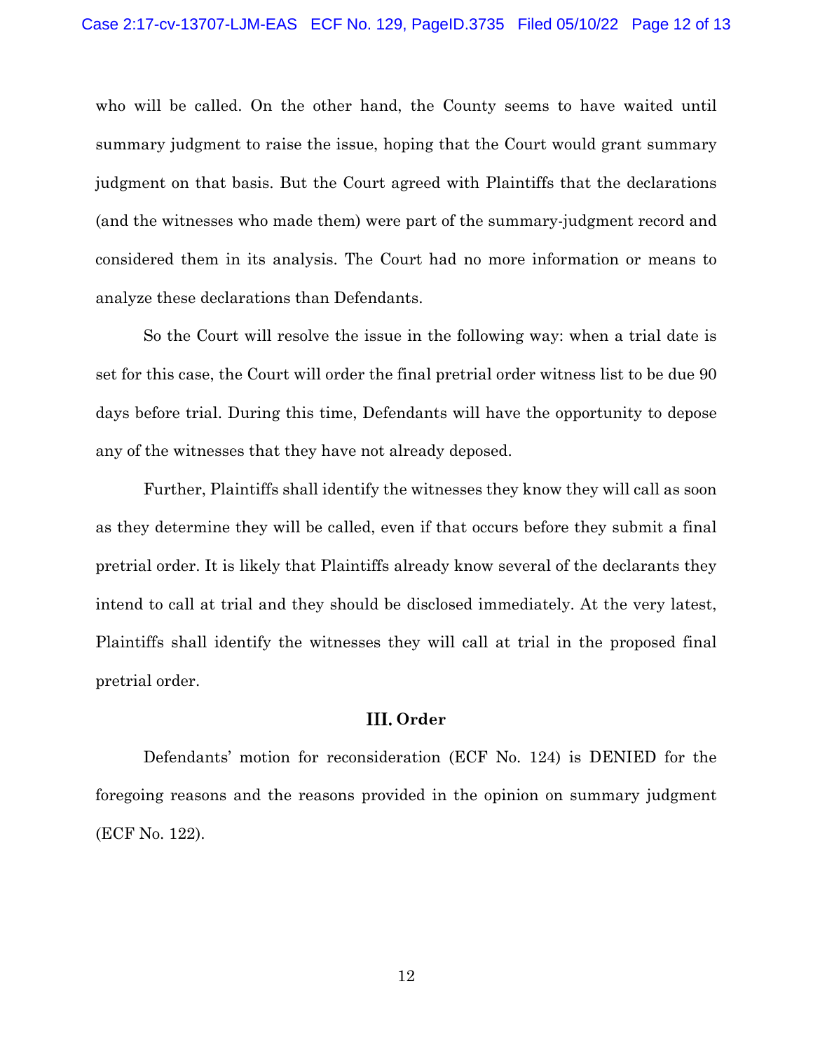who will be called. On the other hand, the County seems to have waited until summary judgment to raise the issue, hoping that the Court would grant summary judgment on that basis. But the Court agreed with Plaintiffs that the declarations (and the witnesses who made them) were part of the summary-judgment record and considered them in its analysis. The Court had no more information or means to analyze these declarations than Defendants.

So the Court will resolve the issue in the following way: when a trial date is set for this case, the Court will order the final pretrial order witness list to be due 90 days before trial. During this time, Defendants will have the opportunity to depose any of the witnesses that they have not already deposed.

Further, Plaintiffs shall identify the witnesses they know they will call as soon as they determine they will be called, even if that occurs before they submit a final pretrial order. It is likely that Plaintiffs already know several of the declarants they intend to call at trial and they should be disclosed immediately. At the very latest, Plaintiffs shall identify the witnesses they will call at trial in the proposed final pretrial order.

## III. Order

Defendants' motion for reconsideration (ECF No. 124) is DENIED for the foregoing reasons and the reasons provided in the opinion on summary judgment (ECF No. 122).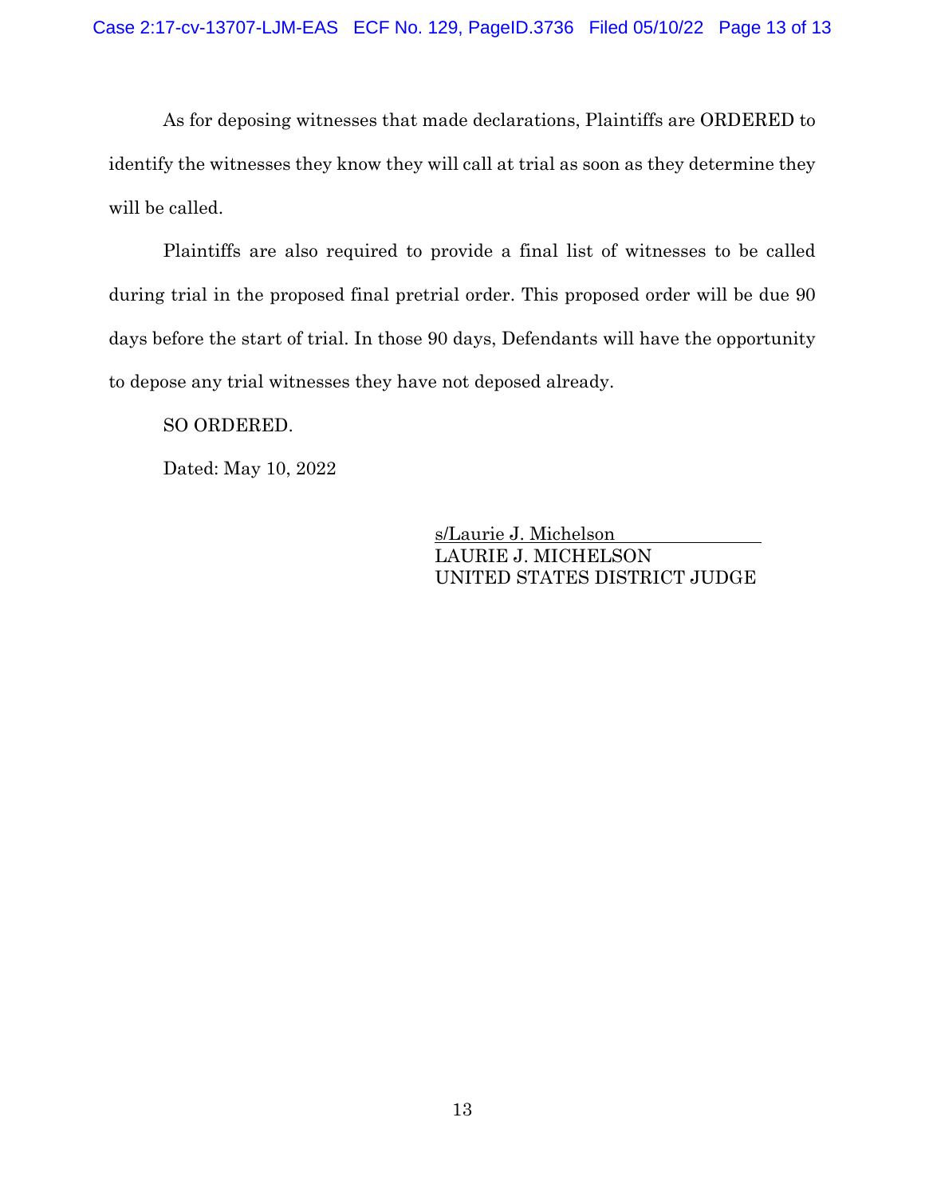As for deposing witnesses that made declarations, Plaintiffs are ORDERED to identify the witnesses they know they will call at trial as soon as they determine they will be called.

Plaintiffs are also required to provide a final list of witnesses to be called during trial in the proposed final pretrial order. This proposed order will be due 90 days before the start of trial. In those 90 days, Defendants will have the opportunity to depose any trial witnesses they have not deposed already.

SO ORDERED.

Dated: May 10, 2022

s/Laurie J. Michelson
LAURIE J. MICHELSON
UNITED STATES DISTRICT JUDGE